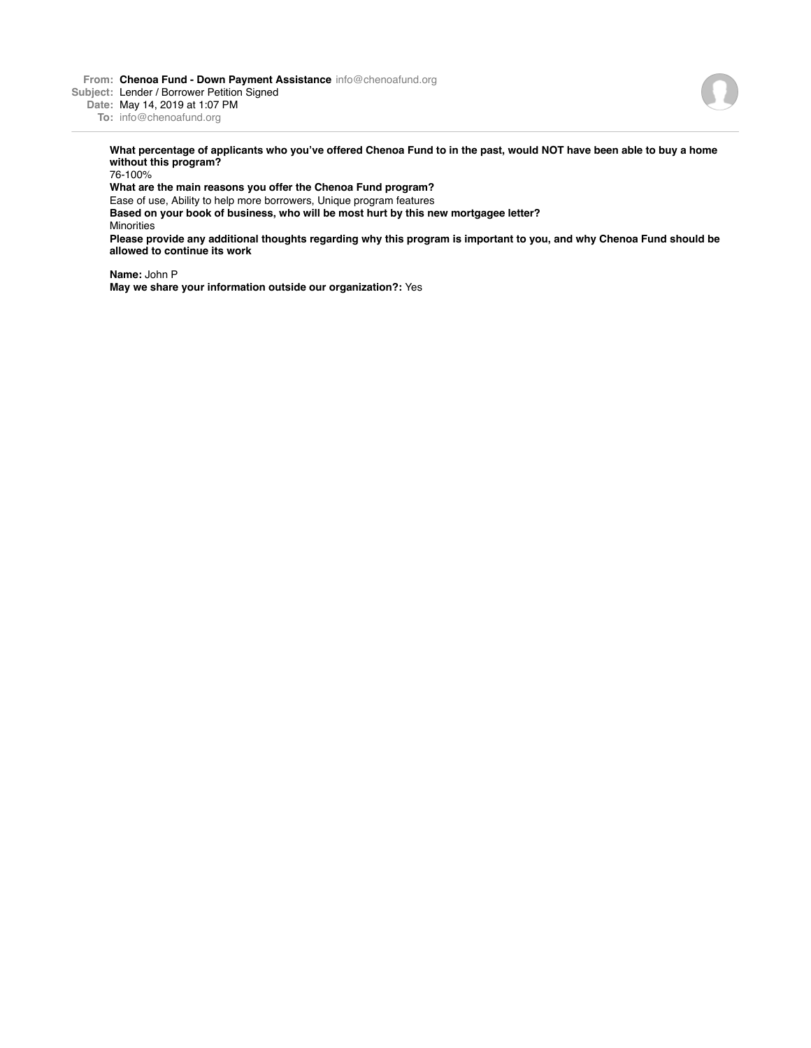**From:** **Chenoa Fund - Down Payment Assistance** info@chenoafund.org
**Subject:** Lender / Borrower Petition Signed
**Date:** May 14, 2019 at 1:07 PM
**To:** info@chenoafund.org

---

**What percentage of applicants who you've offered Chenoa Fund to in the past, would NOT have been able to buy a home without this program?**
76-100%
**What are the main reasons you offer the Chenoa Fund program?**
Ease of use, Ability to help more borrowers, Unique program features
**Based on your book of business, who will be most hurt by this new mortgagee letter?**
Minorities
**Please provide any additional thoughts regarding why this program is important to you, and why Chenoa Fund should be allowed to continue its work**

**Name:** John P
**May we share your information outside our organization?:** Yes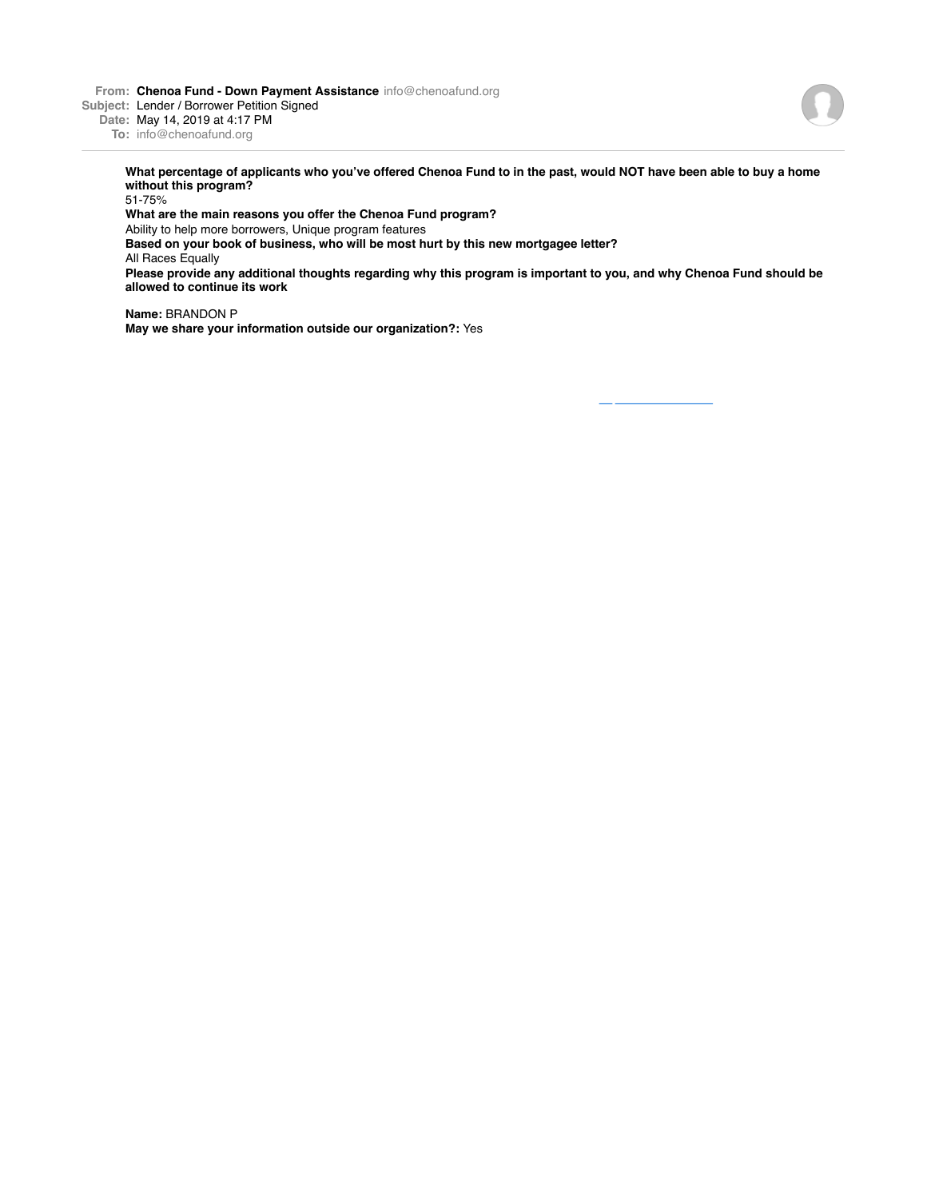**From:** **Chenoa Fund - Down Payment Assistance** info@chenoafund.org
**Subject:** Lender / Borrower Petition Signed
**Date:** May 14, 2019 at 4:17 PM
**To:** info@chenoafund.org

**What percentage of applicants who you've offered Chenoa Fund to in the past, would NOT have been able to buy a home without this program?**
51-75%
**What are the main reasons you offer the Chenoa Fund program?**
Ability to help more borrowers, Unique program features
**Based on your book of business, who will be most hurt by this new mortgagee letter?**
All Races Equally
**Please provide any additional thoughts regarding why this program is important to you, and why Chenoa Fund should be allowed to continue its work**

**Name:** BRANDON P
**May we share your information outside our organization?:** Yes